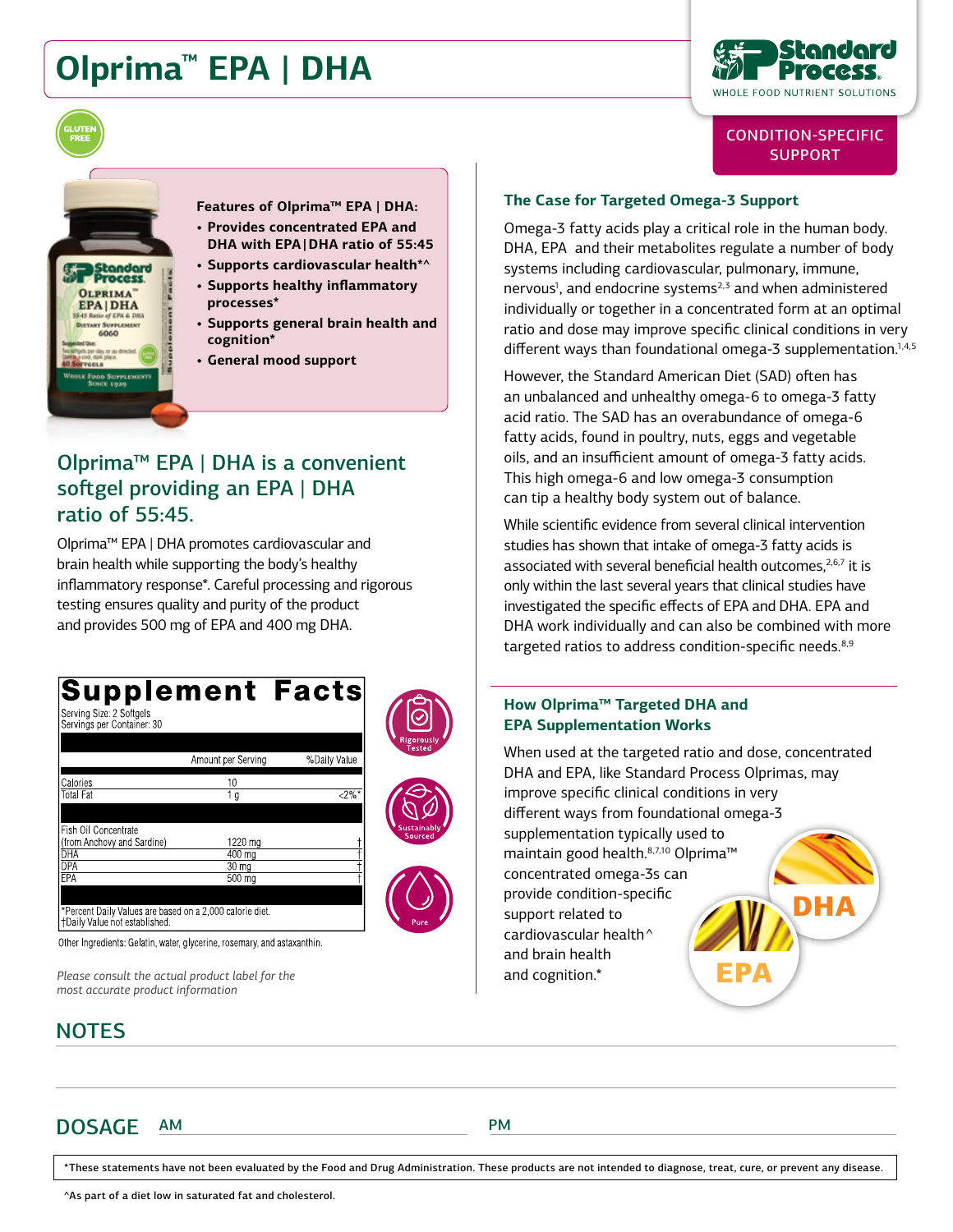# Olprima™ EPA | DHA

Standard Process — WHOLE FOOD NUTRIENT SOLUTIONS

GLUTEN FREE

CONDITION-SPECIFIC SUPPORT

**Features of Olprima™ EPA | DHA:**

- **Provides concentrated EPA and DHA with EPA|DHA ratio of 55:45**
- **Supports cardiovascular health*^**
- **Supports healthy inflammatory processes***
- **Supports general brain health and cognition***
- **General mood support**

## Olprima™ EPA | DHA is a convenient softgel providing an EPA | DHA ratio of 55:45.

Olprima™ EPA | DHA promotes cardiovascular and brain health while supporting the body's healthy inflammatory response*. Careful processing and rigorous testing ensures quality and purity of the product and provides 500 mg of EPA and 400 mg DHA.

**Supplement Facts**

Serving Size: 2 Softgels
Servings per Container: 30

| | Amount per Serving | %Daily Value |
|---|---|---|
| Calories | 10 | |
| Total Fat | 1 g | <2%* |
| Fish Oil Concentrate (from Anchovy and Sardine) | 1220 mg | † |
| DHA | 400 mg | † |
| DPA | 30 mg | † |
| EPA | 500 mg | † |

*Percent Daily Values are based on a 2,000 calorie diet.
†Daily Value not established.

Other Ingredients: Gelatin, water, glycerine, rosemary, and astaxanthin.

Rigorously Tested · Sustainably Sourced · Pure

*Please consult the actual product label for the most accurate product information*

### The Case for Targeted Omega-3 Support

Omega-3 fatty acids play a critical role in the human body. DHA, EPA and their metabolites regulate a number of body systems including cardiovascular, pulmonary, immune, nervous[1], and endocrine systems[2,3] and when administered individually or together in a concentrated form at an optimal ratio and dose may improve specific clinical conditions in very different ways than foundational omega-3 supplementation.[1,4,5]

However, the Standard American Diet (SAD) often has an unbalanced and unhealthy omega-6 to omega-3 fatty acid ratio. The SAD has an overabundance of omega-6 fatty acids, found in poultry, nuts, eggs and vegetable oils, and an insufficient amount of omega-3 fatty acids. This high omega-6 and low omega-3 consumption can tip a healthy body system out of balance.

While scientific evidence from several clinical intervention studies has shown that intake of omega-3 fatty acids is associated with several beneficial health outcomes,[2,6,7] it is only within the last several years that clinical studies have investigated the specific effects of EPA and DHA. EPA and DHA work individually and can also be combined with more targeted ratios to address condition-specific needs.[8,9]

### How Olprima™ Targeted DHA and EPA Supplementation Works

When used at the targeted ratio and dose, concentrated DHA and EPA, like Standard Process Olprimas, may improve specific clinical conditions in very different ways from foundational omega-3 supplementation typically used to maintain good health.[8,7,10] Olprima™ concentrated omega-3s can provide condition-specific support related to cardiovascular health^ and brain health and cognition.*

DHA

EPA

## NOTES

## DOSAGE

AM

PM

*These statements have not been evaluated by the Food and Drug Administration. These products are not intended to diagnose, treat, cure, or prevent any disease.

^As part of a diet low in saturated fat and cholesterol.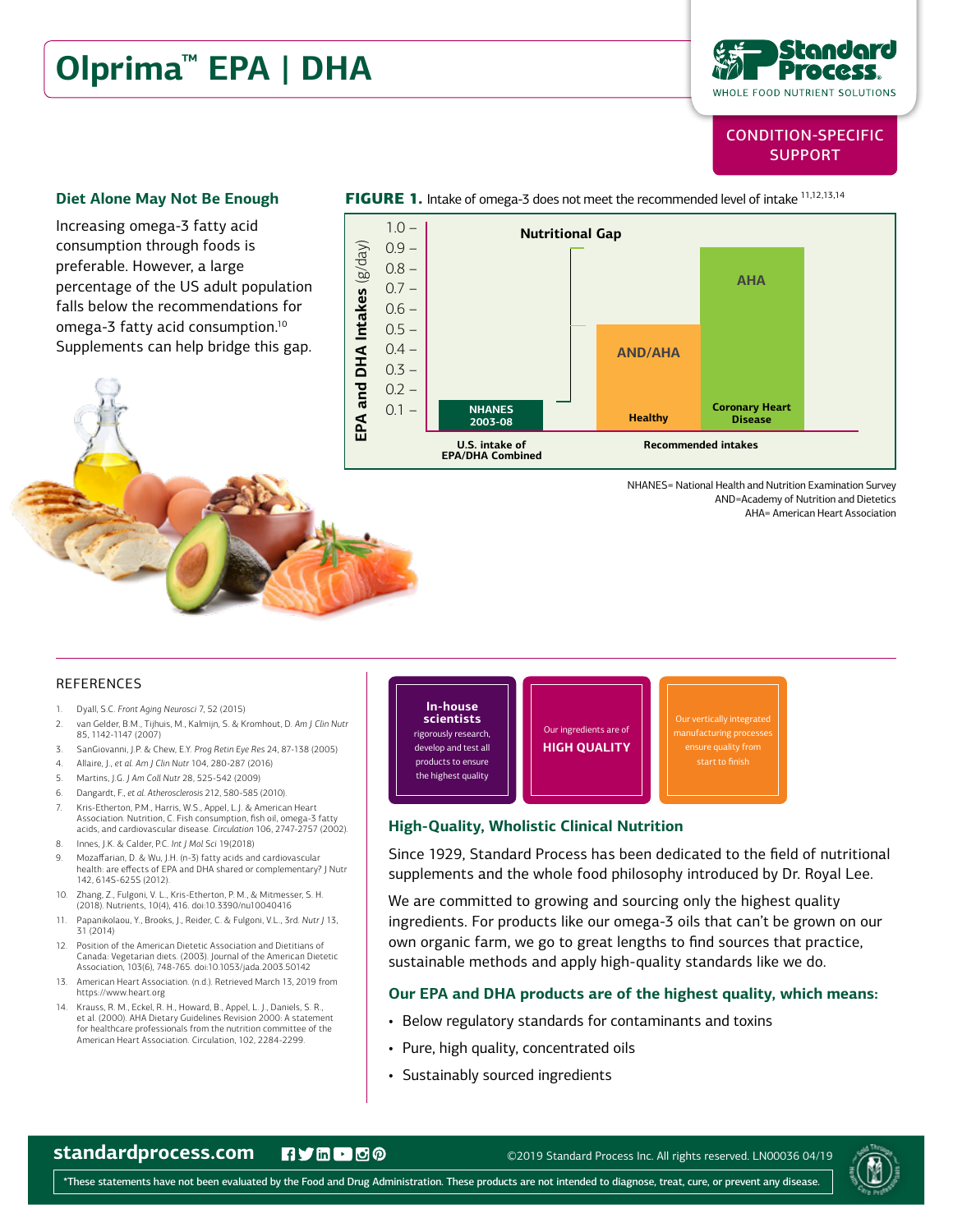# Olprima™ EPA | DHA

CONDITION-SPECIFIC SUPPORT

## Diet Alone May Not Be Enough

Increasing omega-3 fatty acid consumption through foods is preferable. However, a large percentage of the US adult population falls below the recommendations for omega-3 fatty acid consumption.[10] Supplements can help bridge this gap.

**FIGURE 1.** Intake of omega-3 does not meet the recommended level of intake [11,12,13,14]

Nutritional Gap

EPA and DHA Intakes (g/day)

1.0
0.9
0.8
0.7
0.6
0.5
0.4
0.3
0.2
0.1

NHANES 2003-08

AND/AHA

Healthy

AHA

Coronary Heart Disease

U.S. intake of EPA/DHA Combined

Recommended intakes

NHANES= National Health and Nutrition Examination Survey
AND=Academy of Nutrition and Dietetics
AHA= American Heart Association

## REFERENCES

1. Dyall, S.C. *Front Aging Neurosci* 7, 52 (2015)
2. van Gelder, B.M., Tijhuis, M., Kalmijn, S. & Kromhout, D. *Am J Clin Nutr* 85, 1142-1147 (2007)
3. SanGiovanni, J.P. & Chew, E.Y. *Prog Retin Eye Res* 24, 87-138 (2005)
4. Allaire, J., *et al. Am J Clin Nutr* 104, 280-287 (2016)
5. Martins, J.G. *J Am Coll Nutr* 28, 525-542 (2009)
6. Dangardt, F., *et al. Atherosclerosis* 212, 580-585 (2010).
7. Kris-Etherton, P.M., Harris, W.S., Appel, L.J. & American Heart Association. Nutrition, C. Fish consumption, fish oil, omega-3 fatty acids, and cardiovascular disease. *Circulation* 106, 2747-2757 (2002).
8. Innes, J.K. & Calder, P.C. *Int J Mol* Sci 19(2018)
9. Mozaffarian, D. & Wu, J.H. (n-3) fatty acids and cardiovascular health: are effects of EPA and DHA shared or complementary? J Nutr 142, 614S-625S (2012).
10. Zhang, Z., Fulgoni, V. L., Kris-Etherton, P. M., & Mitmesser, S. H. (2018). Nutrients, 10(4), 416. doi:10.3390/nu10040416
11. Papanikolaou, Y., Brooks, J., Reider, C. & Fulgoni, V.L., 3rd. *Nutr J* 13, 31 (2014)
12. Position of the American Dietetic Association and Dietitians of Canada: Vegetarian diets. (2003). Journal of the American Dietetic Association, 103(6), 748-765. doi:10.1053/jada.2003.50142
13. American Heart Association. (n.d.). Retrieved March 13, 2019 from https://www.heart.org
14. Krauss, R. M., Eckel, R. H., Howard, B., Appel, L. J., Daniels, S. R., et al. (2000). AHA Dietary Guidelines Revision 2000: A statement for healthcare professionals from the nutrition committee of the American Heart Association. Circulation, 102, 2284-2299.

**In-house scientists** rigorously research, develop and test all products to ensure the highest quality

Our ingredients are of **HIGH QUALITY**

Our vertically integrated manufacturing processes ensure quality from start to finish

## High-Quality, Wholistic Clinical Nutrition

Since 1929, Standard Process has been dedicated to the field of nutritional supplements and the whole food philosophy introduced by Dr. Royal Lee.

We are committed to growing and sourcing only the highest quality ingredients. For products like our omega-3 oils that can't be grown on our own organic farm, we go to great lengths to find sources that practice, sustainable methods and apply high-quality standards like we do.

### Our EPA and DHA products are of the highest quality, which means:

- Below regulatory standards for contaminants and toxins
- Pure, high quality, concentrated oils
- Sustainably sourced ingredients

**standardprocess.com**

©2019 Standard Process Inc. All rights reserved. LN00036 04/19

*These statements have not been evaluated by the Food and Drug Administration. These products are not intended to diagnose, treat, cure, or prevent any disease.